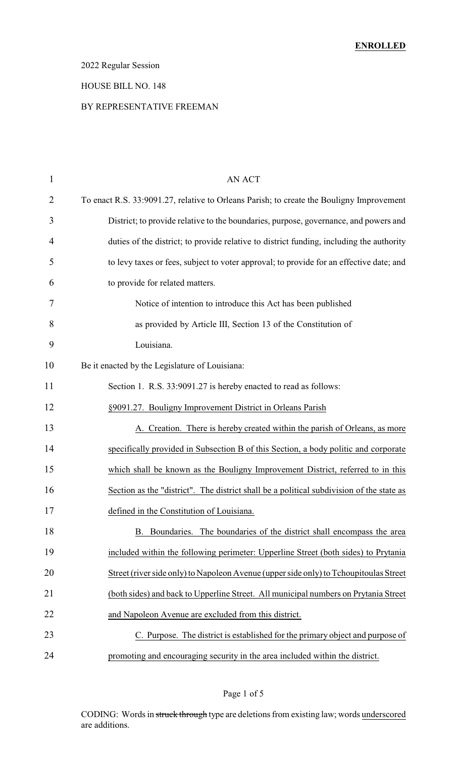**ENROLLED**

2022 Regular Session

HOUSE BILL NO. 148

BY REPRESENTATIVE FREEMAN

AN ACT

To enact R.S. 33:9091.27, relative to Orleans Parish; to create the Bouligny Improvement District; to provide relative to the boundaries, purpose, governance, and powers and duties of the district; to provide relative to district funding, including the authority to levy taxes or fees, subject to voter approval; to provide for an effective date; and to provide for related matters.

Notice of intention to introduce this Act has been published as provided by Article III, Section 13 of the Constitution of Louisiana.

Be it enacted by the Legislature of Louisiana:

Section 1. R.S. 33:9091.27 is hereby enacted to read as follows:

§9091.27. Bouligny Improvement District in Orleans Parish

A. Creation. There is hereby created within the parish of Orleans, as more specifically provided in Subsection B of this Section, a body politic and corporate which shall be known as the Bouligny Improvement District, referred to in this Section as the "district". The district shall be a political subdivision of the state as defined in the Constitution of Louisiana.

B. Boundaries. The boundaries of the district shall encompass the area included within the following perimeter: Upperline Street (both sides) to Prytania Street (river side only) to Napoleon Avenue (upper side only) to Tchoupitoulas Street (both sides) and back to Upperline Street. All municipal numbers on Prytania Street and Napoleon Avenue are excluded from this district.

C. Purpose. The district is established for the primary object and purpose of promoting and encouraging security in the area included within the district.

CODING: Words in ~~struck through~~ type are deletions from existing law; words underscored are additions.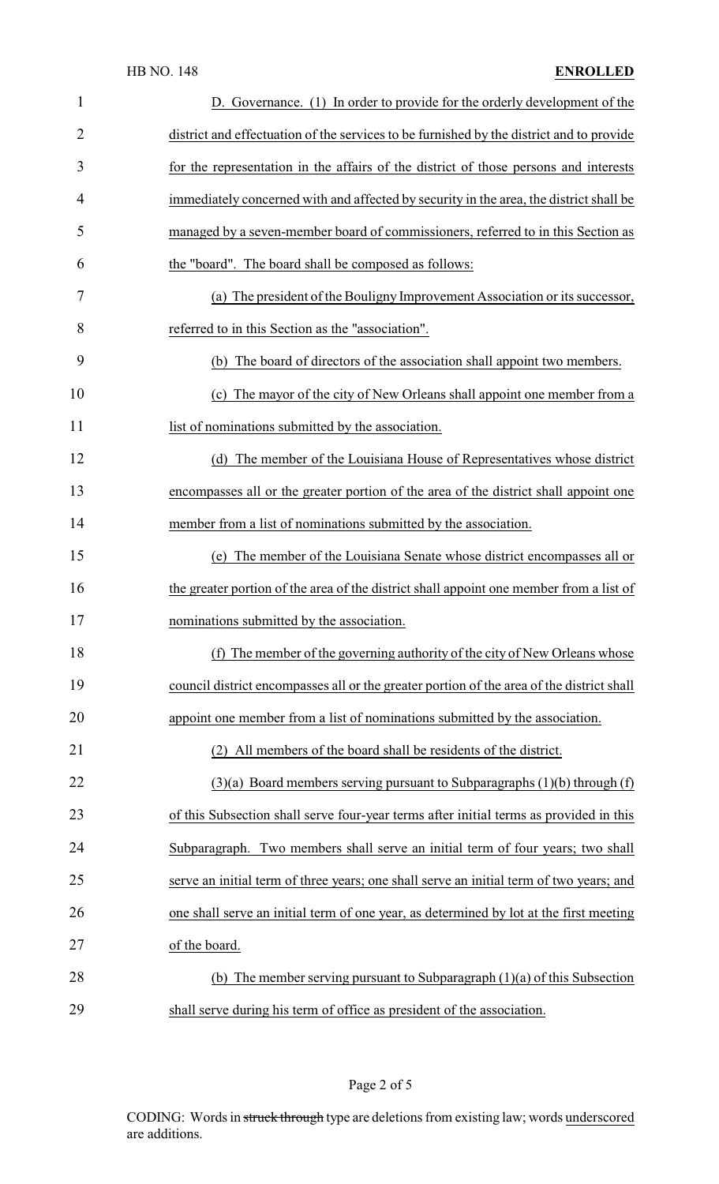D. Governance. (1) In order to provide for the orderly development of the district and effectuation of the services to be furnished by the district and to provide for the representation in the affairs of the district of those persons and interests immediately concerned with and affected by security in the area, the district shall be managed by a seven-member board of commissioners, referred to in this Section as the "board". The board shall be composed as follows:

(a) The president of the Bouligny Improvement Association or its successor, referred to in this Section as the "association".

(b) The board of directors of the association shall appoint two members.

(c) The mayor of the city of New Orleans shall appoint one member from a list of nominations submitted by the association.

(d) The member of the Louisiana House of Representatives whose district encompasses all or the greater portion of the area of the district shall appoint one member from a list of nominations submitted by the association.

(e) The member of the Louisiana Senate whose district encompasses all or the greater portion of the area of the district shall appoint one member from a list of nominations submitted by the association.

(f) The member of the governing authority of the city of New Orleans whose council district encompasses all or the greater portion of the area of the district shall appoint one member from a list of nominations submitted by the association.

(2) All members of the board shall be residents of the district.

(3)(a) Board members serving pursuant to Subparagraphs (1)(b) through (f) of this Subsection shall serve four-year terms after initial terms as provided in this Subparagraph. Two members shall serve an initial term of four years; two shall serve an initial term of three years; one shall serve an initial term of two years; and one shall serve an initial term of one year, as determined by lot at the first meeting of the board.

(b) The member serving pursuant to Subparagraph (1)(a) of this Subsection shall serve during his term of office as president of the association.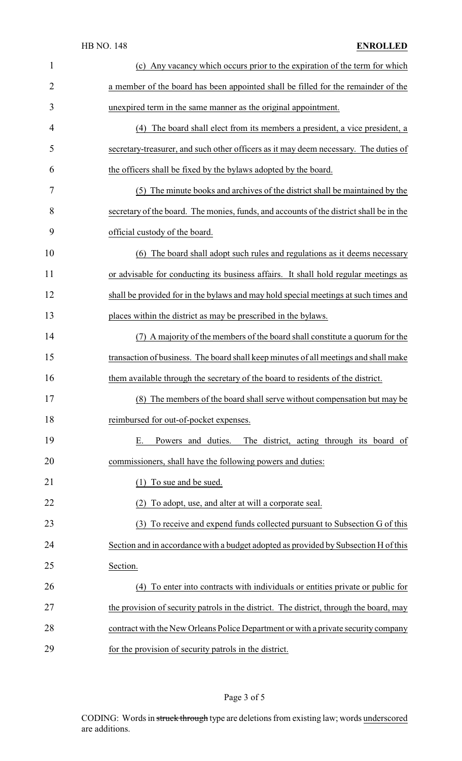(c) Any vacancy which occurs prior to the expiration of the term for which a member of the board has been appointed shall be filled for the remainder of the unexpired term in the same manner as the original appointment.

(4) The board shall elect from its members a president, a vice president, a secretary-treasurer, and such other officers as it may deem necessary. The duties of the officers shall be fixed by the bylaws adopted by the board.

(5) The minute books and archives of the district shall be maintained by the secretary of the board. The monies, funds, and accounts of the district shall be in the official custody of the board.

(6) The board shall adopt such rules and regulations as it deems necessary or advisable for conducting its business affairs. It shall hold regular meetings as shall be provided for in the bylaws and may hold special meetings at such times and places within the district as may be prescribed in the bylaws.

(7) A majority of the members of the board shall constitute a quorum for the transaction of business. The board shall keep minutes of all meetings and shall make them available through the secretary of the board to residents of the district.

(8) The members of the board shall serve without compensation but may be reimbursed for out-of-pocket expenses.

E. Powers and duties. The district, acting through its board of commissioners, shall have the following powers and duties:

(1) To sue and be sued.

(2) To adopt, use, and alter at will a corporate seal.

(3) To receive and expend funds collected pursuant to Subsection G of this Section and in accordance with a budget adopted as provided by Subsection H of this Section.

(4) To enter into contracts with individuals or entities private or public for the provision of security patrols in the district. The district, through the board, may contract with the New Orleans Police Department or with a private security company for the provision of security patrols in the district.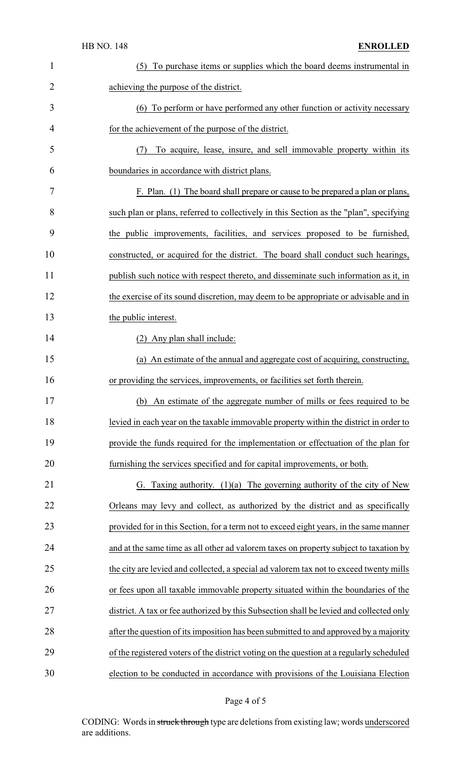(5) To purchase items or supplies which the board deems instrumental in achieving the purpose of the district.

(6) To perform or have performed any other function or activity necessary for the achievement of the purpose of the district.

(7) To acquire, lease, insure, and sell immovable property within its boundaries in accordance with district plans.

F. Plan. (1) The board shall prepare or cause to be prepared a plan or plans, such plan or plans, referred to collectively in this Section as the "plan", specifying the public improvements, facilities, and services proposed to be furnished, constructed, or acquired for the district. The board shall conduct such hearings, publish such notice with respect thereto, and disseminate such information as it, in the exercise of its sound discretion, may deem to be appropriate or advisable and in the public interest.

(2) Any plan shall include:

(a) An estimate of the annual and aggregate cost of acquiring, constructing, or providing the services, improvements, or facilities set forth therein.

(b) An estimate of the aggregate number of mills or fees required to be levied in each year on the taxable immovable property within the district in order to provide the funds required for the implementation or effectuation of the plan for furnishing the services specified and for capital improvements, or both.

G. Taxing authority. (1)(a) The governing authority of the city of New Orleans may levy and collect, as authorized by the district and as specifically provided for in this Section, for a term not to exceed eight years, in the same manner and at the same time as all other ad valorem taxes on property subject to taxation by the city are levied and collected, a special ad valorem tax not to exceed twenty mills or fees upon all taxable immovable property situated within the boundaries of the district. A tax or fee authorized by this Subsection shall be levied and collected only after the question of its imposition has been submitted to and approved by a majority of the registered voters of the district voting on the question at a regularly scheduled election to be conducted in accordance with provisions of the Louisiana Election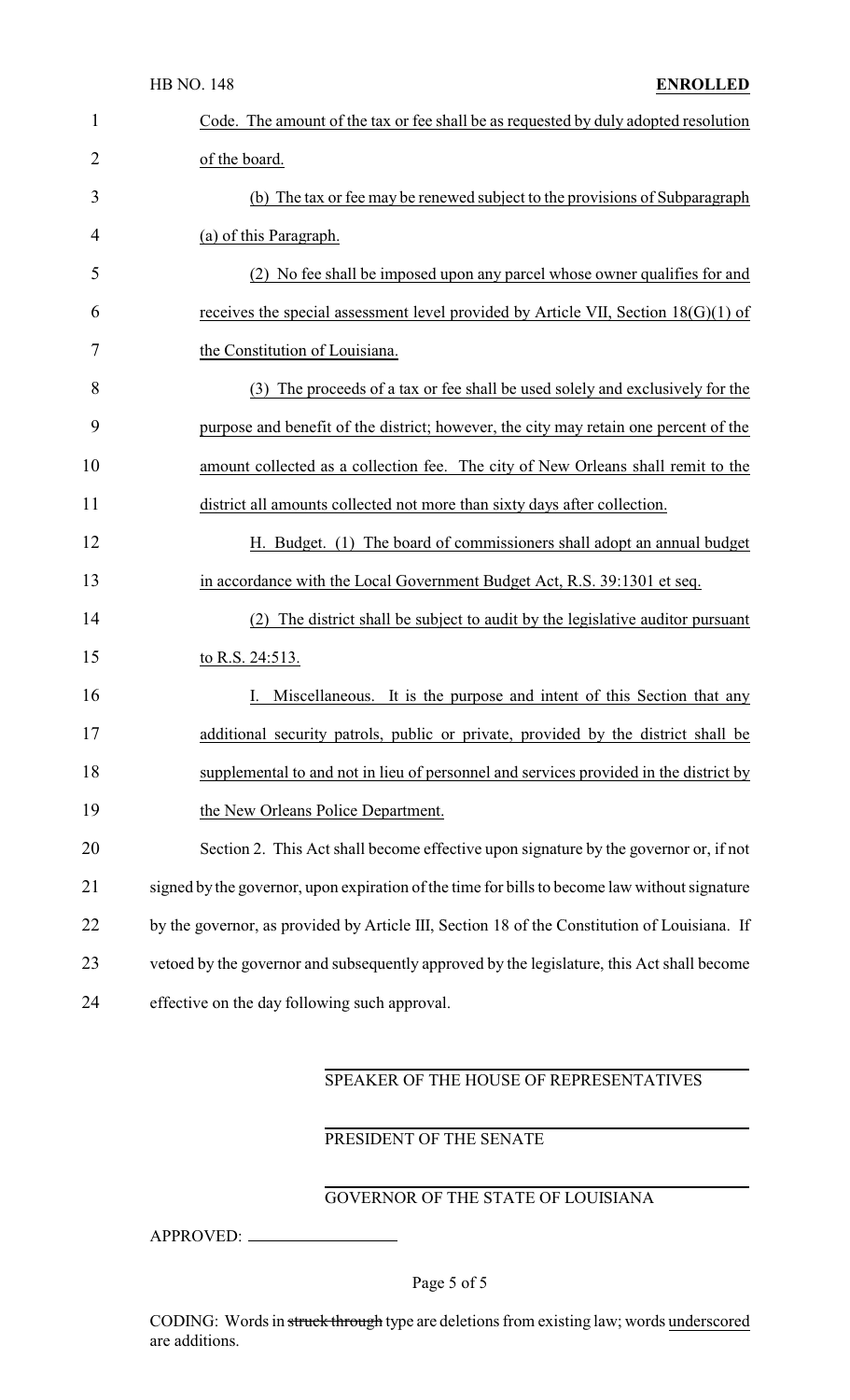Code. The amount of the tax or fee shall be as requested by duly adopted resolution of the board.

(b) The tax or fee may be renewed subject to the provisions of Subparagraph (a) of this Paragraph.

(2) No fee shall be imposed upon any parcel whose owner qualifies for and receives the special assessment level provided by Article VII, Section 18(G)(1) of the Constitution of Louisiana.

(3) The proceeds of a tax or fee shall be used solely and exclusively for the purpose and benefit of the district; however, the city may retain one percent of the amount collected as a collection fee. The city of New Orleans shall remit to the district all amounts collected not more than sixty days after collection.

H. Budget. (1) The board of commissioners shall adopt an annual budget in accordance with the Local Government Budget Act, R.S. 39:1301 et seq.

(2) The district shall be subject to audit by the legislative auditor pursuant to R.S. 24:513.

I. Miscellaneous. It is the purpose and intent of this Section that any additional security patrols, public or private, provided by the district shall be supplemental to and not in lieu of personnel and services provided in the district by the New Orleans Police Department.

Section 2. This Act shall become effective upon signature by the governor or, if not signed by the governor, upon expiration of the time for bills to become law without signature by the governor, as provided by Article III, Section 18 of the Constitution of Louisiana. If vetoed by the governor and subsequently approved by the legislature, this Act shall become effective on the day following such approval.

SPEAKER OF THE HOUSE OF REPRESENTATIVES

PRESIDENT OF THE SENATE

GOVERNOR OF THE STATE OF LOUISIANA

APPROVED: \_\_\_\_\_\_\_\_\_\_\_\_\_\_\_\_\_\_

CODING: Words in struck through type are deletions from existing law; words underscored are additions.